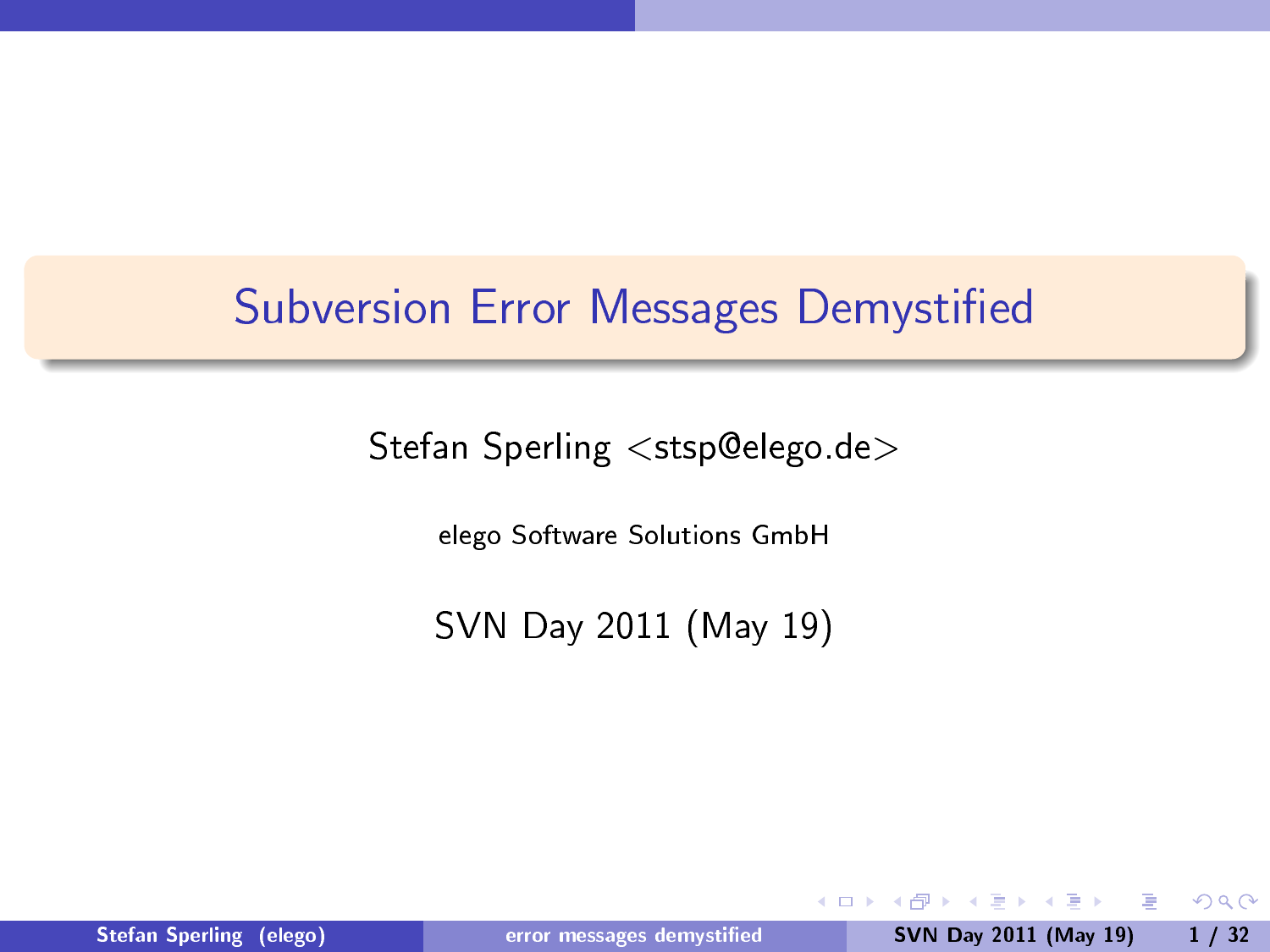# Subversion Error Messages Demystified

Stefan Sperling <stsp@elego.de>

elego Software Solutions GmbH

SVN Day 2011 (May 19)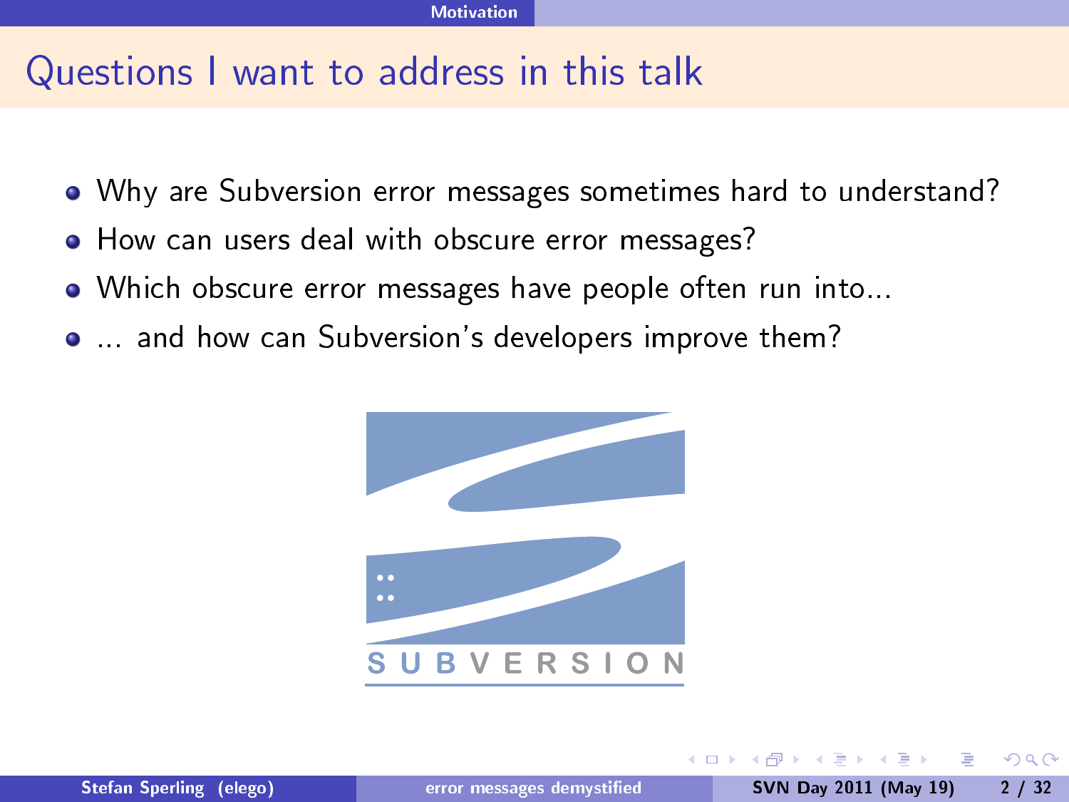## Questions I want to address in this talk

- Why are Subversion error messages sometimes hard to understand?
- How can users deal with obscure error messages?
- Which obscure error messages have people often run into...
- ... and how can Subversion's developers improve them?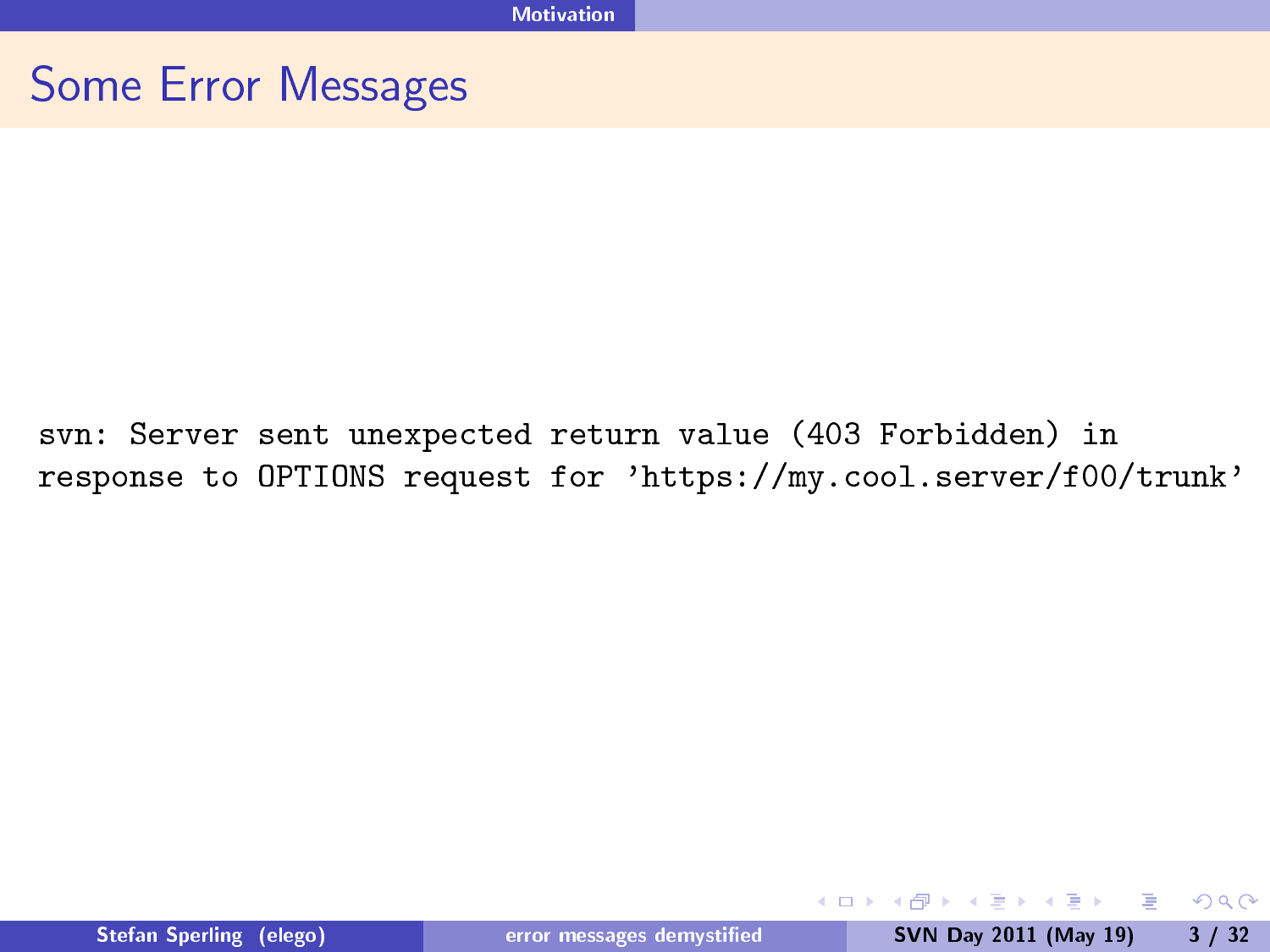## Some Error Messages

```
svn: Server sent unexpected return value (403 Forbidden) in
response to OPTIONS request for 'https://my.cool.server/f00/trunk'
```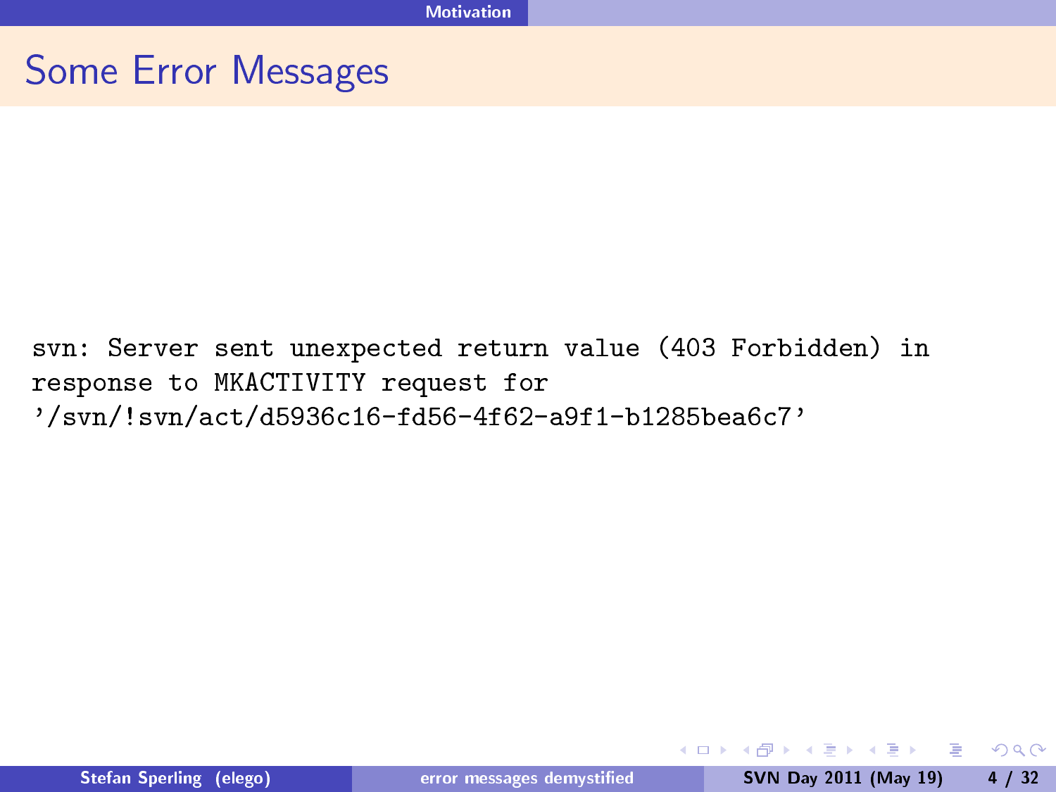## Some Error Messages

```
svn: Server sent unexpected return value (403 Forbidden) in
response to MKACTIVITY request for
'/svn/!svn/act/d5936c16-fd56-4f62-a9f1-b1285bea6c7'
```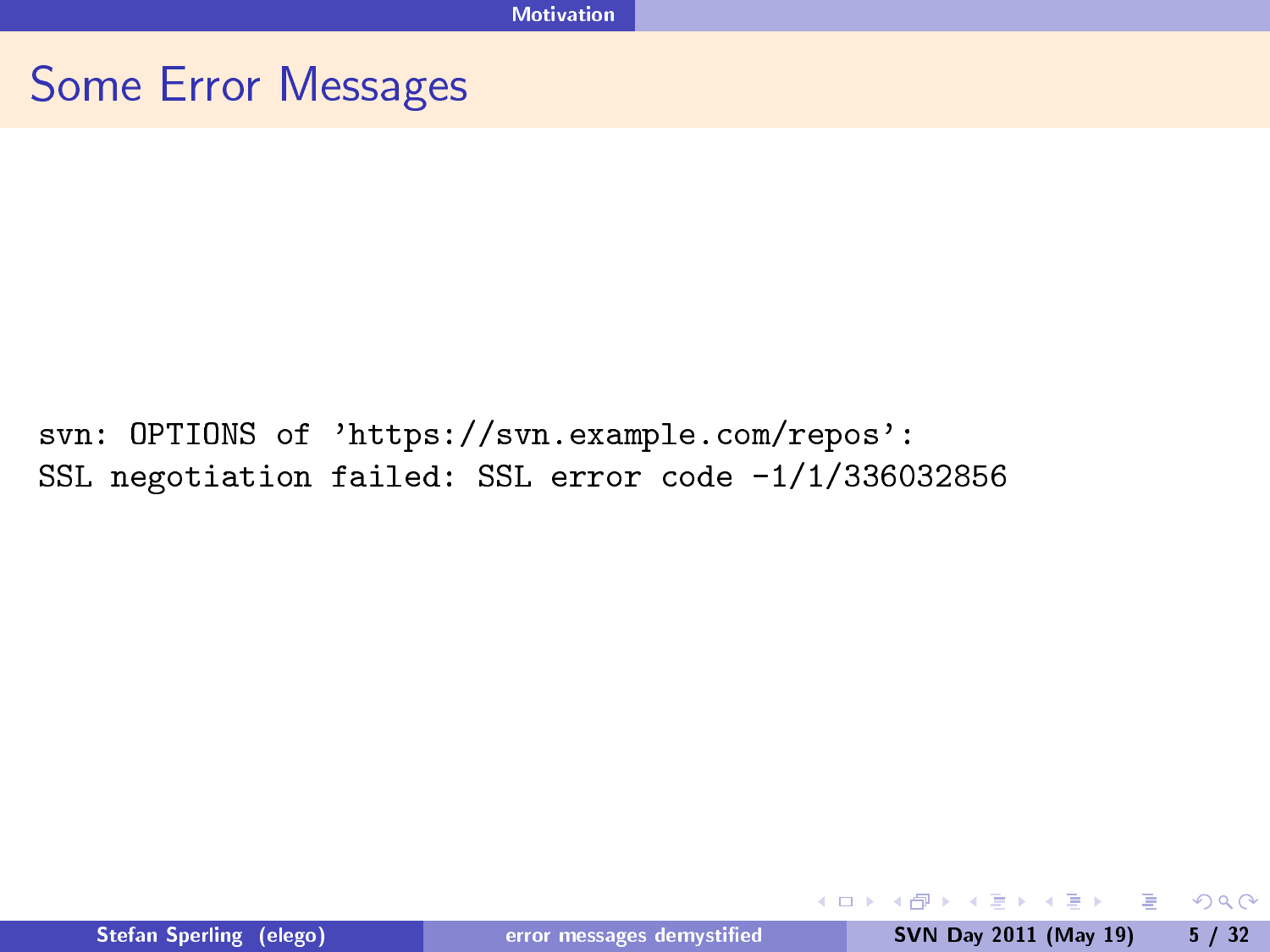# Some Error Messages

```
svn: OPTIONS of 'https://svn.example.com/repos':
SSL negotiation failed: SSL error code -1/1/336032856
```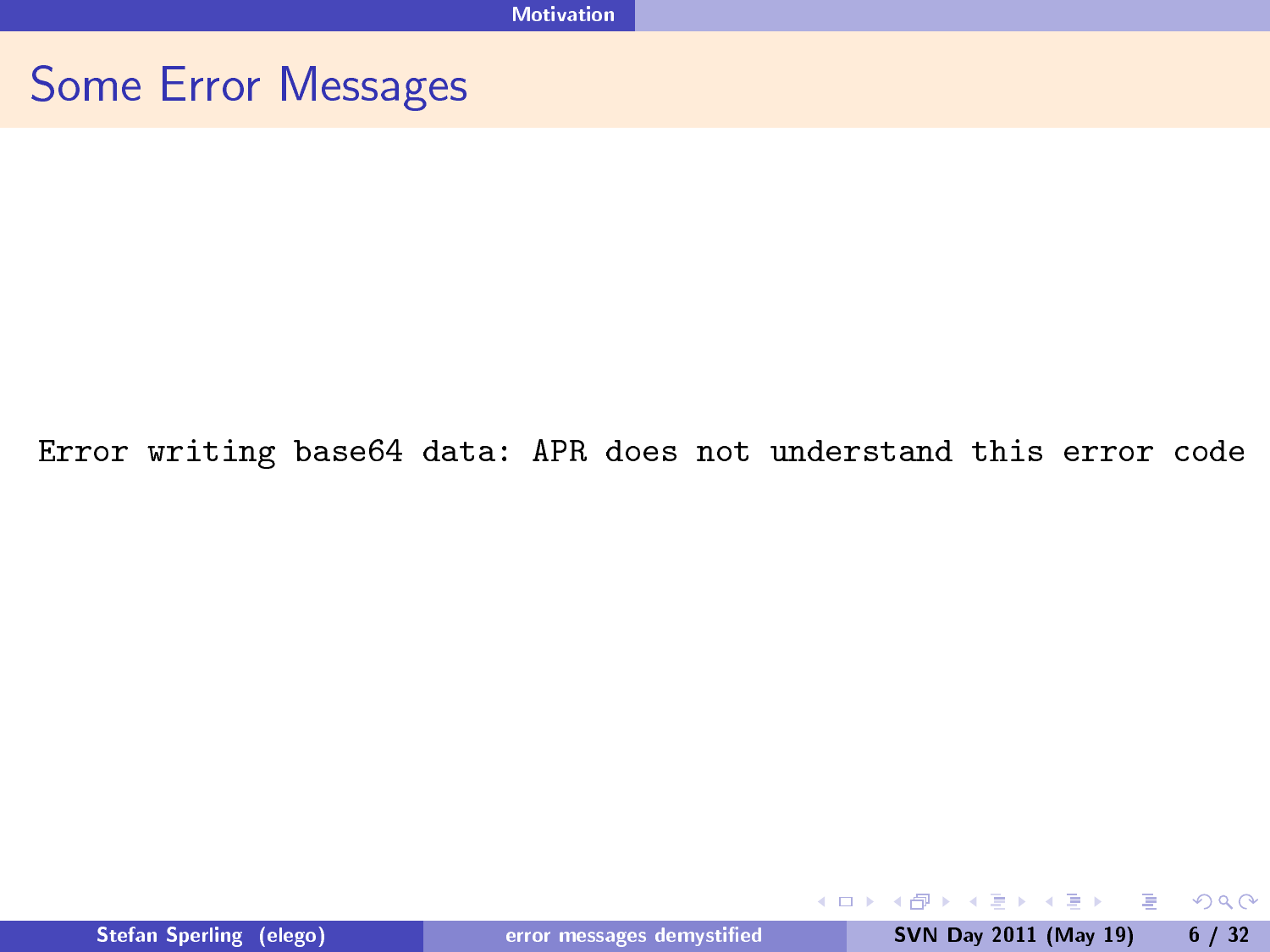## Some Error Messages

```
Error writing base64 data: APR does not understand this error code
```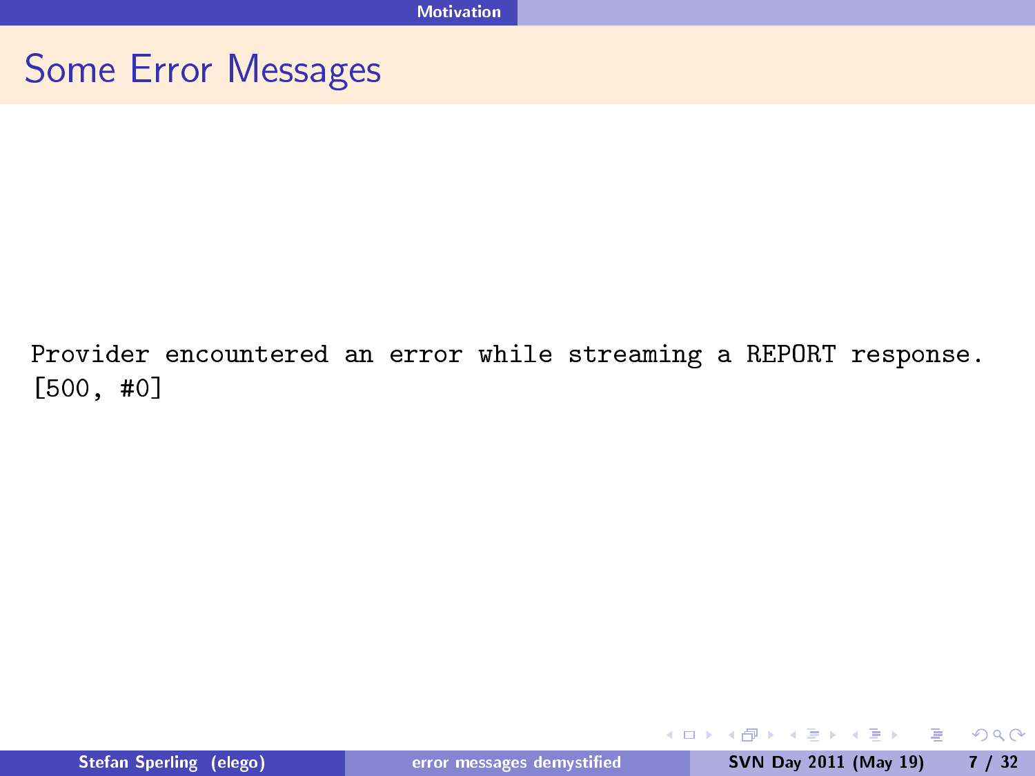# Some Error Messages

```
Provider encountered an error while streaming a REPORT response.
[500, #0]
```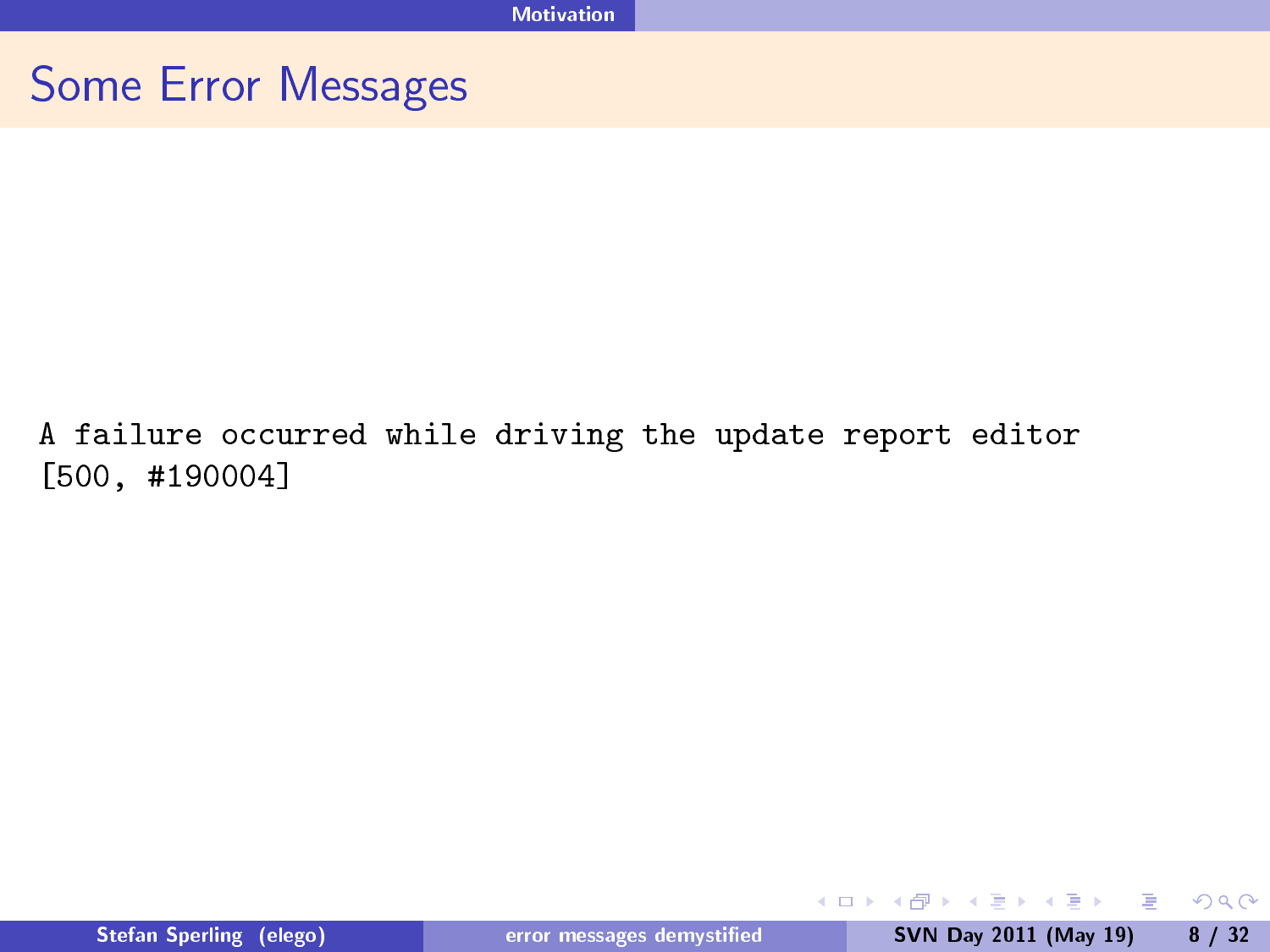## Some Error Messages

```
A failure occurred while driving the update report editor
[500, #190004]
```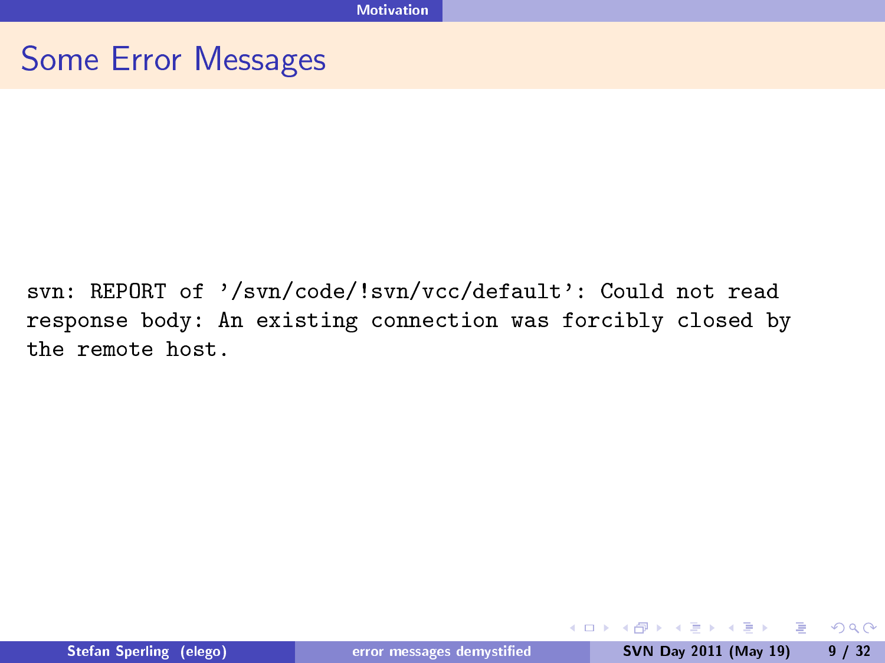## Some Error Messages

```
svn: REPORT of '/svn/code/!svn/vcc/default': Could not read
response body: An existing connection was forcibly closed by
the remote host.
```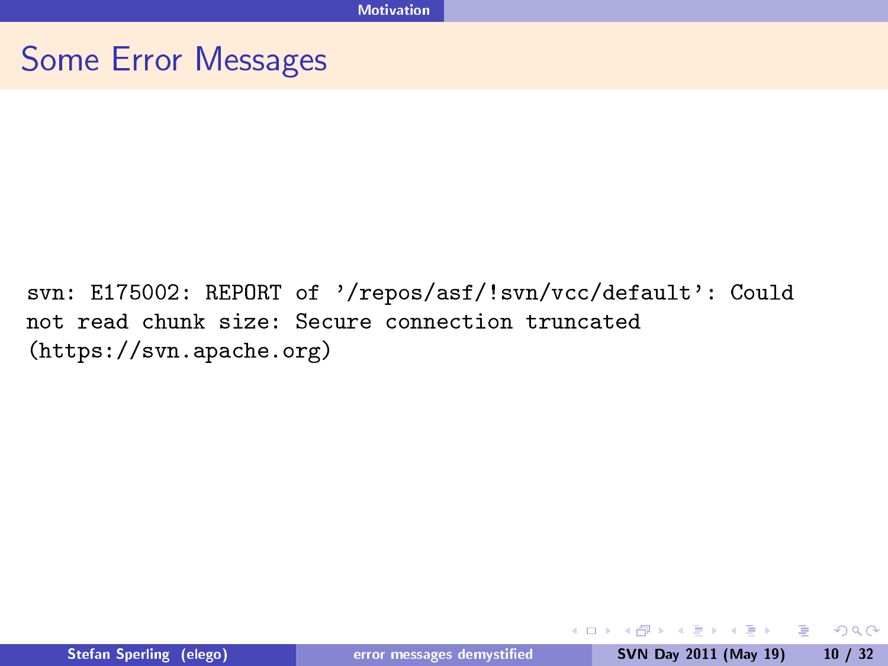## Some Error Messages

```
svn: E175002: REPORT of '/repos/asf/!svn/vcc/default': Could
not read chunk size: Secure connection truncated
(https://svn.apache.org)
```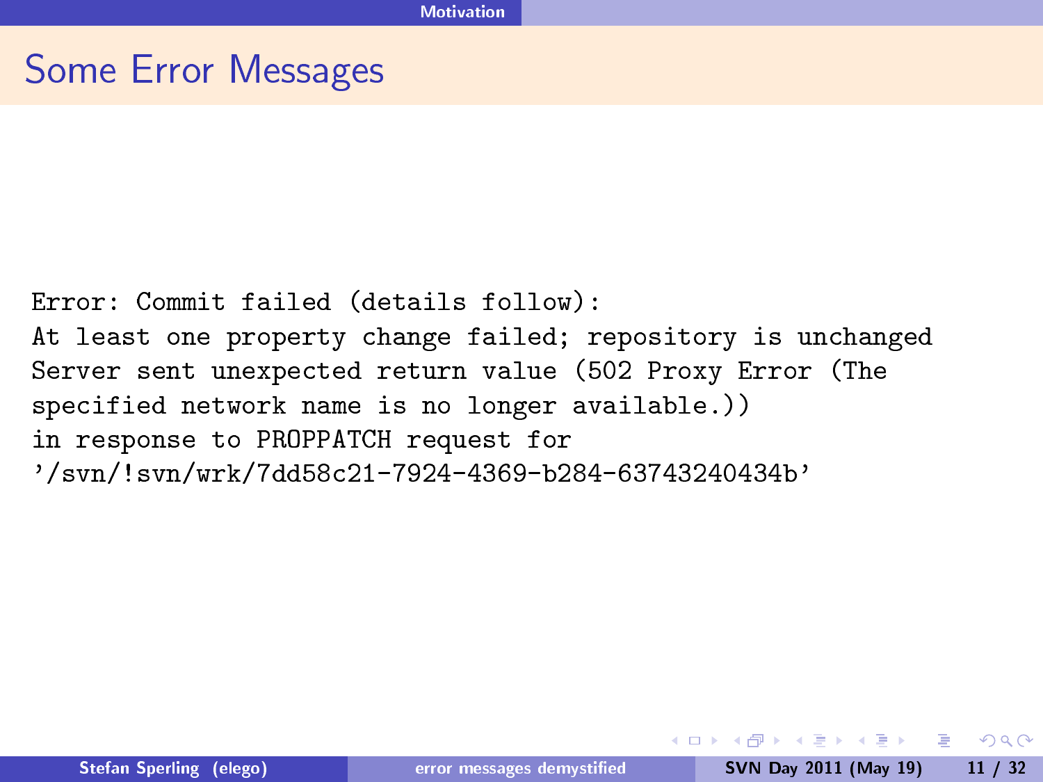## Some Error Messages

```
Error: Commit failed (details follow):
At least one property change failed; repository is unchanged
Server sent unexpected return value (502 Proxy Error (The
specified network name is no longer available.))
in response to PROPPATCH request for
'/svn/!svn/wrk/7dd58c21-7924-4369-b284-63743240434b'
```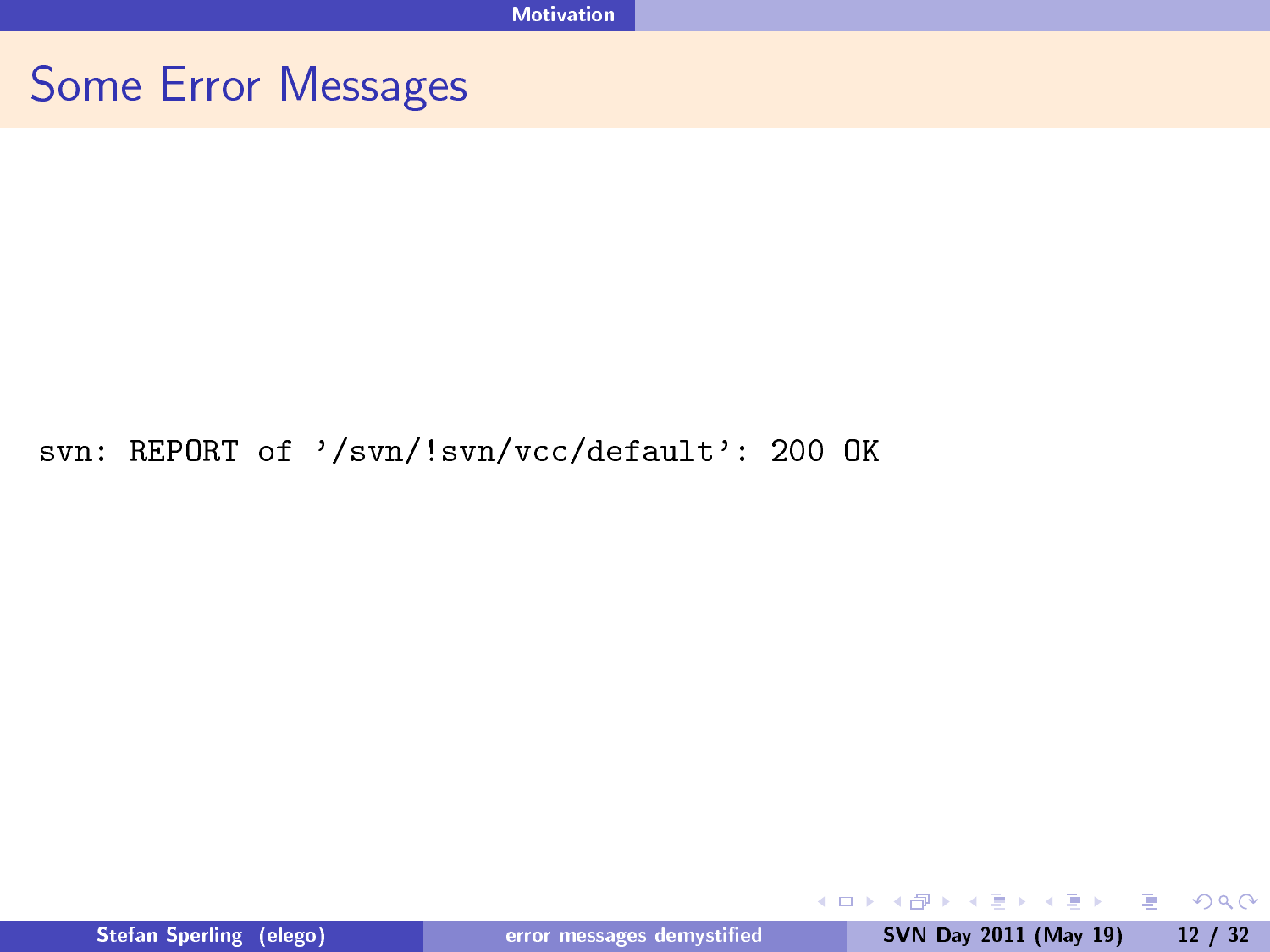# Some Error Messages

```
svn: REPORT of '/svn/!svn/vcc/default': 200 OK
```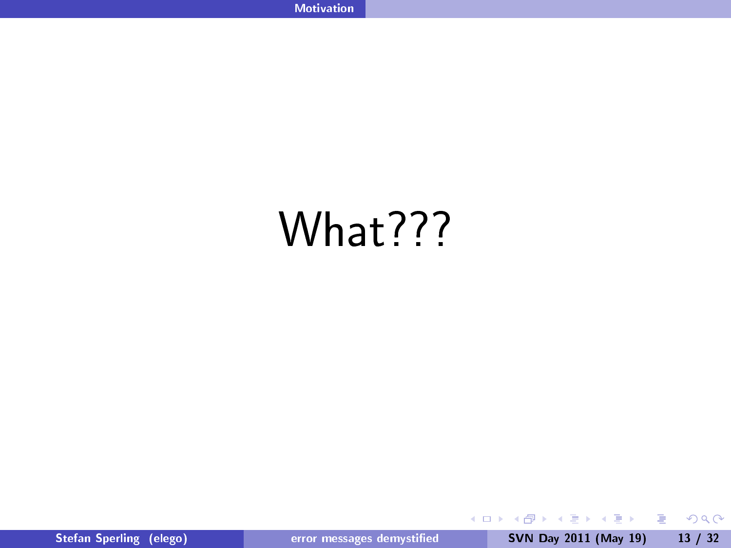What???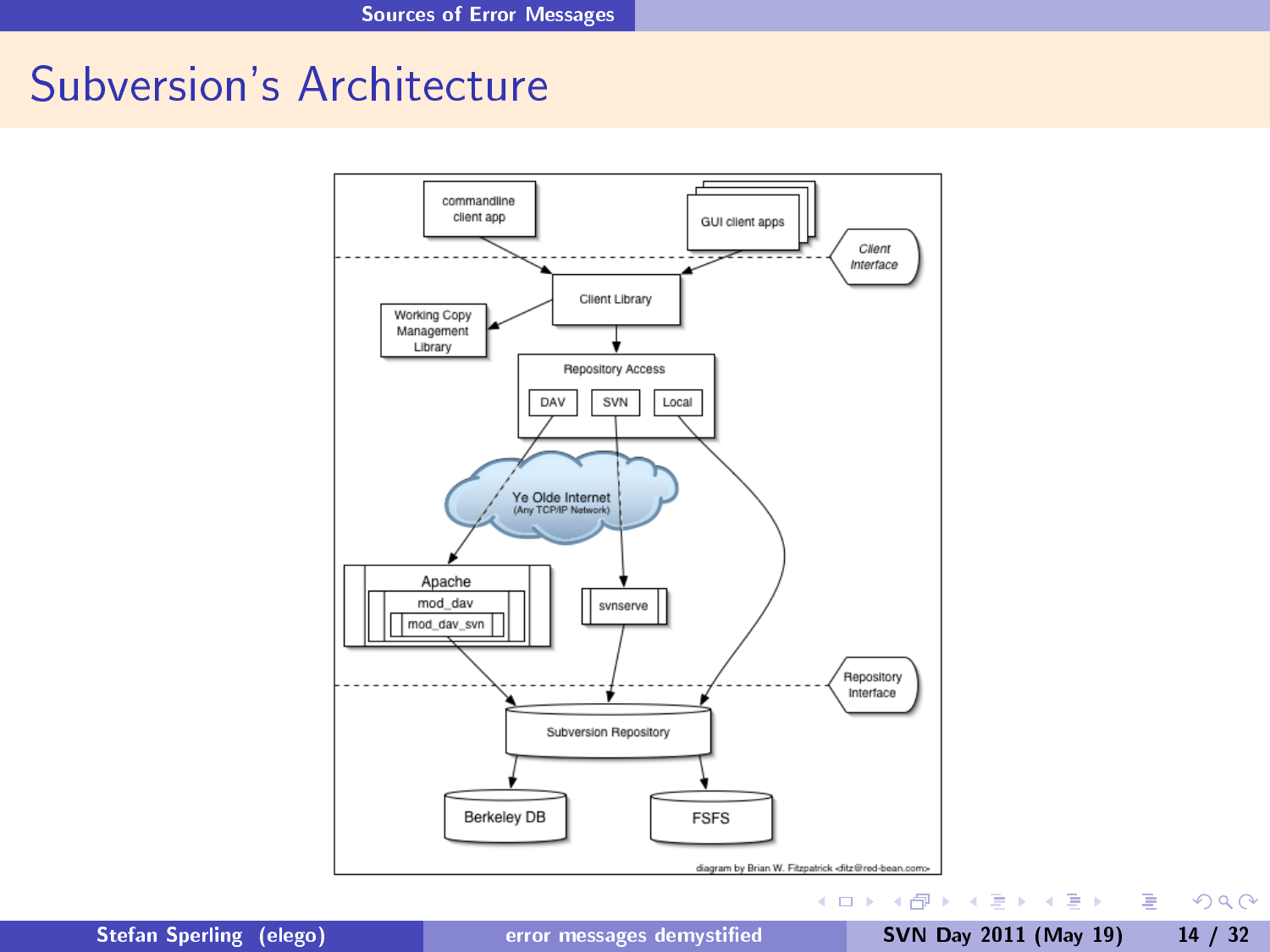# Subversion's Architecture

commandline client app

GUI client apps

Client Interface

Client Library

Working Copy Management Library

Repository Access

DAV | SVN | Local

Ye Olde Internet
(Any TCP/IP Network)

Apache
mod_dav
mod_dav_svn

svnserve

Repository Interface

Subversion Repository

Berkeley DB

FSFS

diagram by Brian W. Fitzpatrick <fitz@red-bean.com>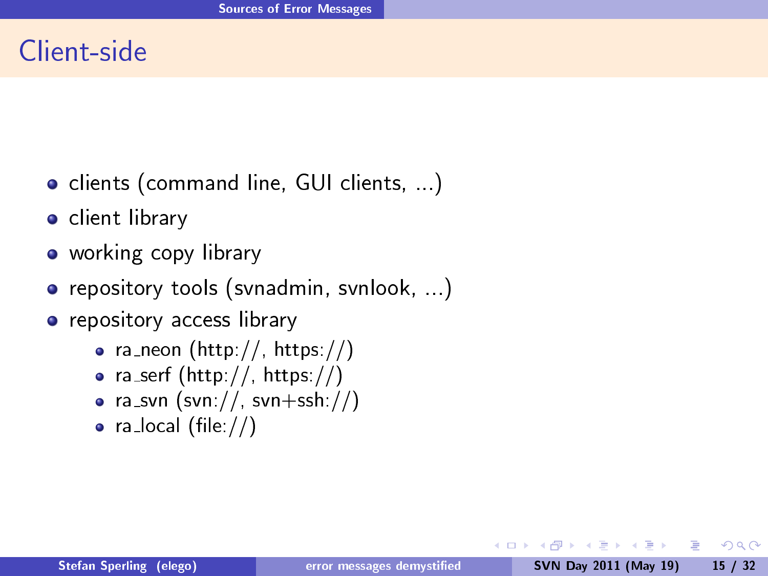# Client-side

- clients (command line, GUI clients, ...)
- client library
- working copy library
- repository tools (svnadmin, svnlook, ...)
- repository access library
  - ra_neon (http://, https://)
  - ra_serf (http://, https://)
  - ra_svn (svn://, svn+ssh://)
  - ra_local (file://)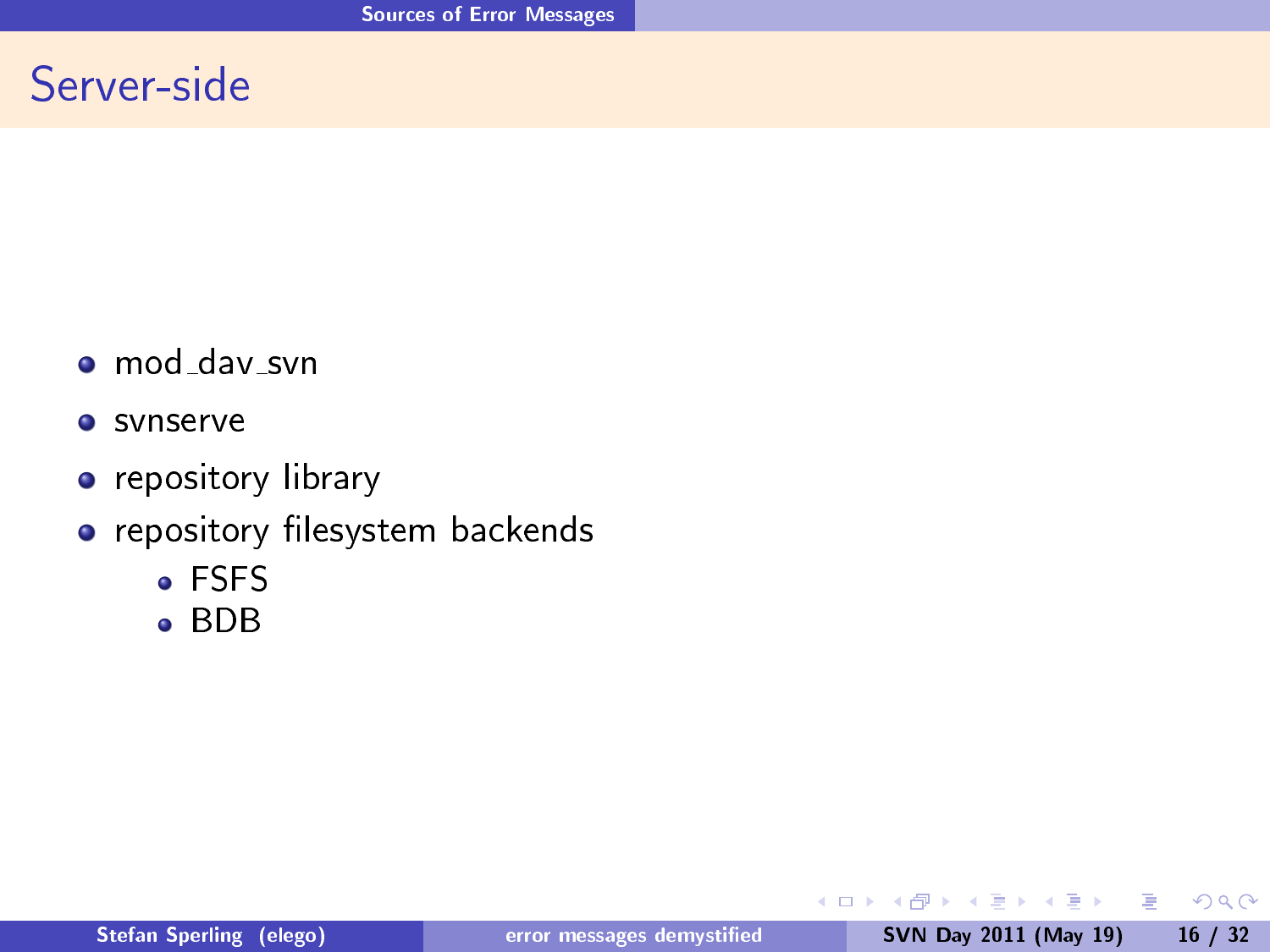# Server-side

- mod_dav_svn
- svnserve
- repository library
- repository filesystem backends
  - FSFS
  - BDB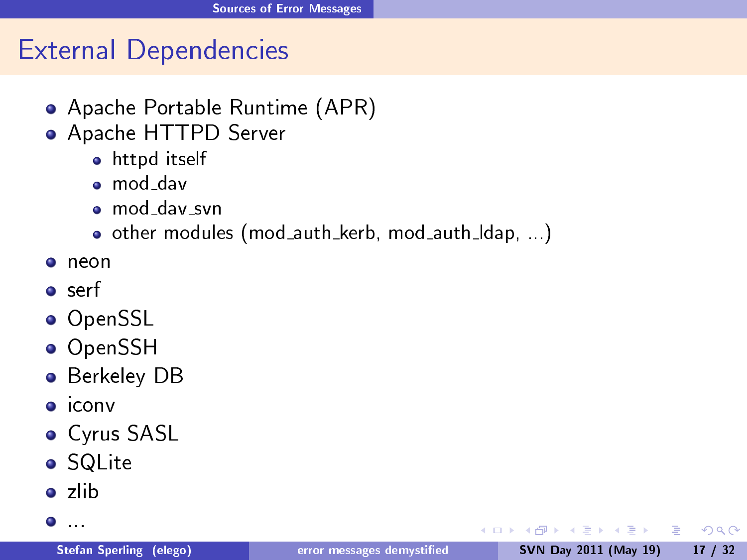# External Dependencies

- Apache Portable Runtime (APR)
- Apache HTTPD Server
  - httpd itself
  - mod_dav
  - mod_dav_svn
  - other modules (mod_auth_kerb, mod_auth_ldap, ...)
- neon
- serf
- OpenSSL
- OpenSSH
- Berkeley DB
- iconv
- Cyrus SASL
- SQLite
- zlib
- ...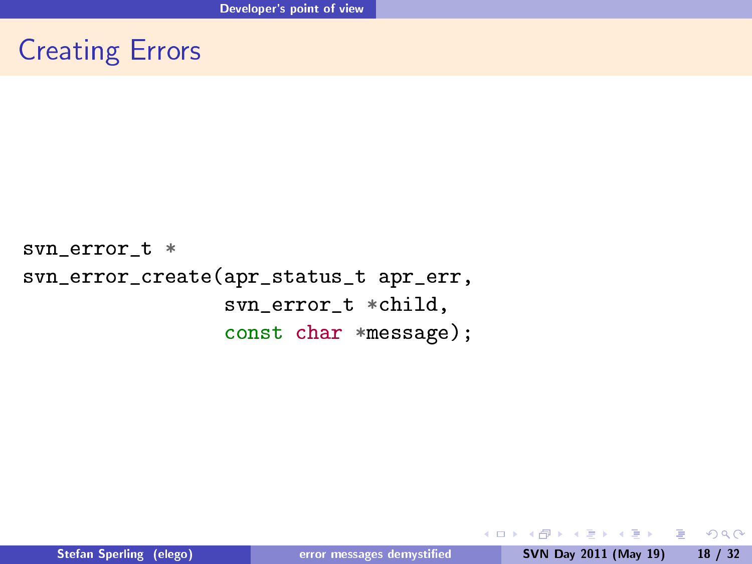# Creating Errors

```
svn_error_t *
svn_error_create(apr_status_t apr_err,
                 svn_error_t *child,
                 const char *message);
```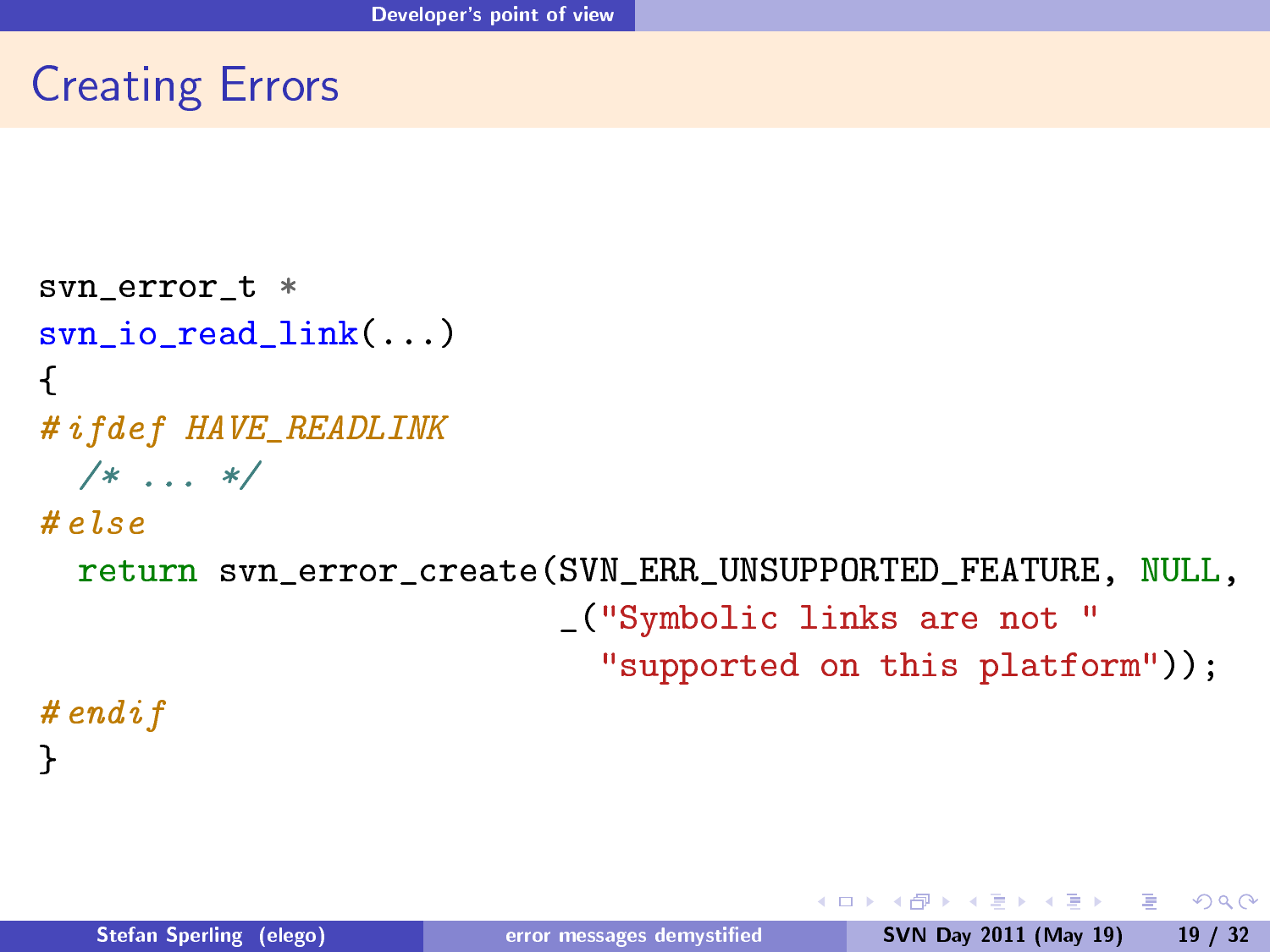## Creating Errors

```
svn_error_t *
svn_io_read_link(...)
{
#ifdef HAVE_READLINK
  /* ... */
#else
  return svn_error_create(SVN_ERR_UNSUPPORTED_FEATURE, NULL,
                          _("Symbolic links are not "
                            "supported on this platform"));
#endif
}
```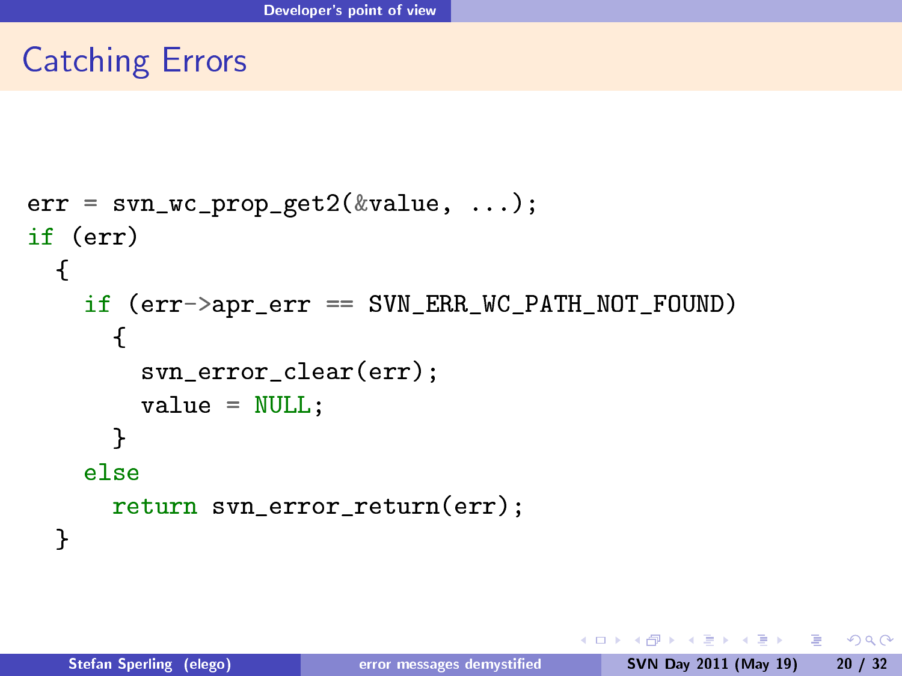# Catching Errors

```
err = svn_wc_prop_get2(&value, ...);
if (err)
  {
    if (err->apr_err == SVN_ERR_WC_PATH_NOT_FOUND)
      {
        svn_error_clear(err);
        value = NULL;
      }
    else
      return svn_error_return(err);
  }
```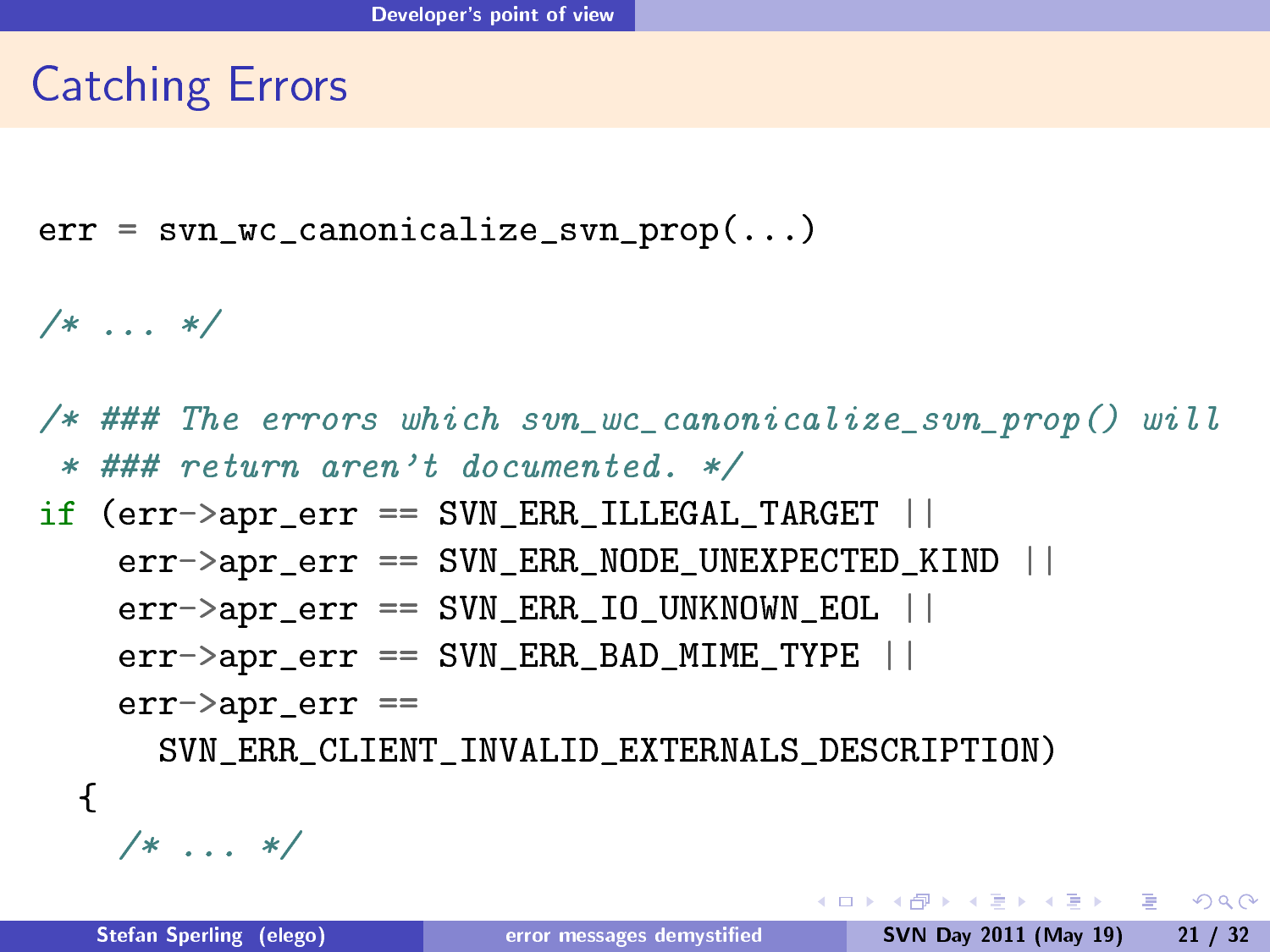# Catching Errors

```
err = svn_wc_canonicalize_svn_prop(...)

/* ... */

/* ### The errors which svn_wc_canonicalize_svn_prop() will
 * ### return aren't documented. */
if (err->apr_err == SVN_ERR_ILLEGAL_TARGET ||
    err->apr_err == SVN_ERR_NODE_UNEXPECTED_KIND ||
    err->apr_err == SVN_ERR_IO_UNKNOWN_EOL ||
    err->apr_err == SVN_ERR_BAD_MIME_TYPE ||
    err->apr_err ==
      SVN_ERR_CLIENT_INVALID_EXTERNALS_DESCRIPTION)
  {
    /* ... */
```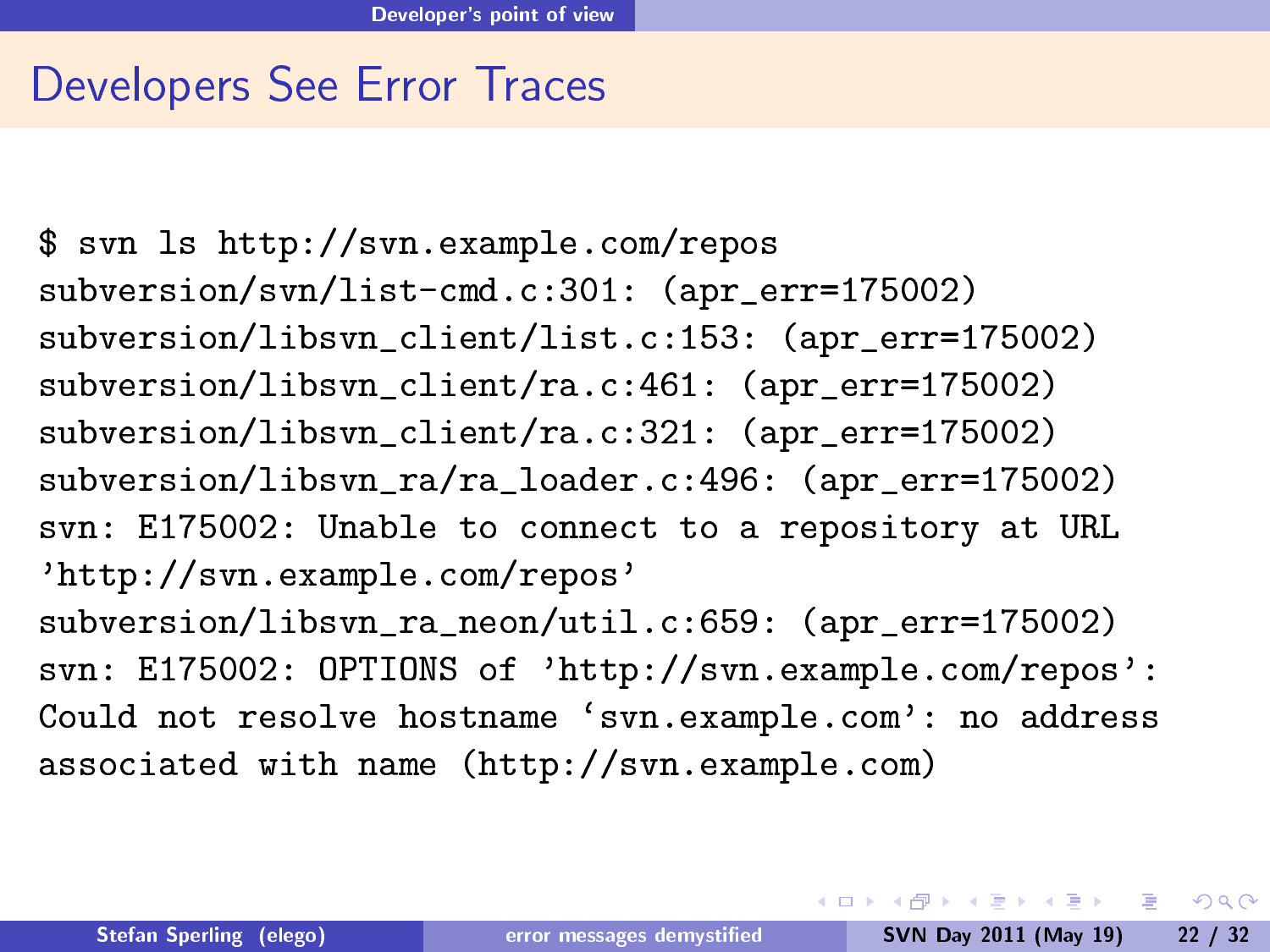# Developers See Error Traces

```
$ svn ls http://svn.example.com/repos
subversion/svn/list-cmd.c:301: (apr_err=175002)
subversion/libsvn_client/list.c:153: (apr_err=175002)
subversion/libsvn_client/ra.c:461: (apr_err=175002)
subversion/libsvn_client/ra.c:321: (apr_err=175002)
subversion/libsvn_ra/ra_loader.c:496: (apr_err=175002)
svn: E175002: Unable to connect to a repository at URL
'http://svn.example.com/repos'
subversion/libsvn_ra_neon/util.c:659: (apr_err=175002)
svn: E175002: OPTIONS of 'http://svn.example.com/repos':
Could not resolve hostname `svn.example.com': no address
associated with name (http://svn.example.com)
```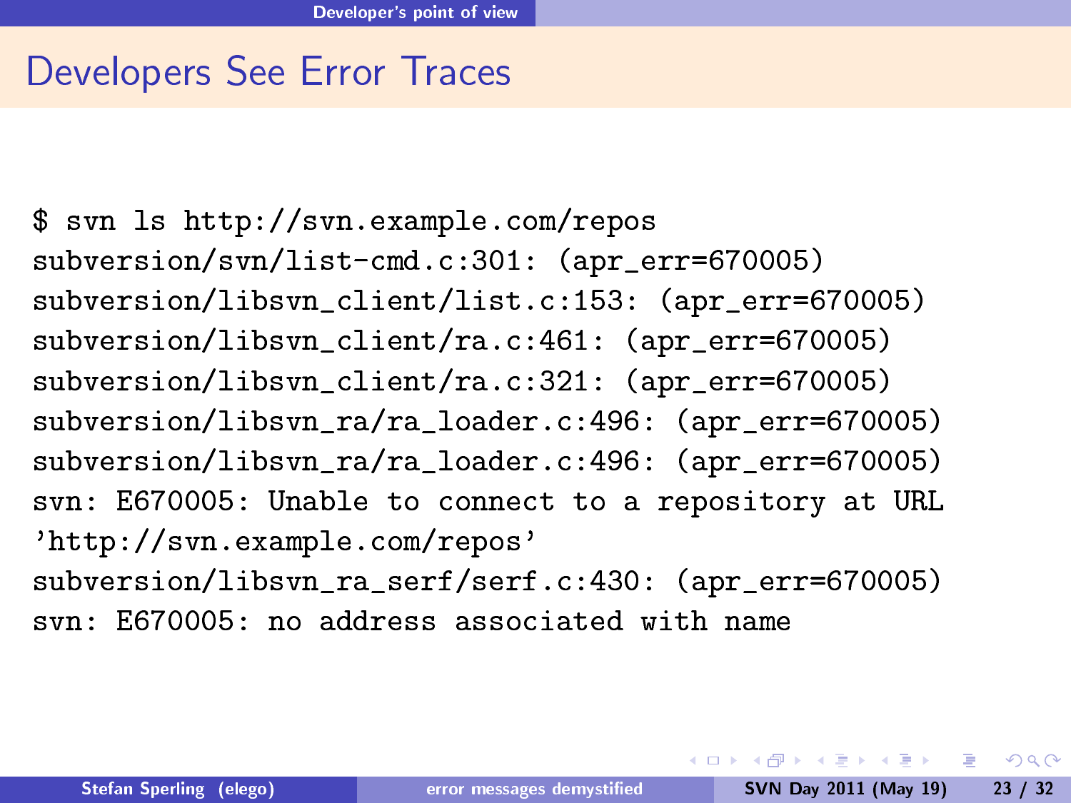# Developers See Error Traces

```
$ svn ls http://svn.example.com/repos
subversion/svn/list-cmd.c:301: (apr_err=670005)
subversion/libsvn_client/list.c:153: (apr_err=670005)
subversion/libsvn_client/ra.c:461: (apr_err=670005)
subversion/libsvn_client/ra.c:321: (apr_err=670005)
subversion/libsvn_ra/ra_loader.c:496: (apr_err=670005)
subversion/libsvn_ra/ra_loader.c:496: (apr_err=670005)
svn: E670005: Unable to connect to a repository at URL
'http://svn.example.com/repos'
subversion/libsvn_ra_serf/serf.c:430: (apr_err=670005)
svn: E670005: no address associated with name
```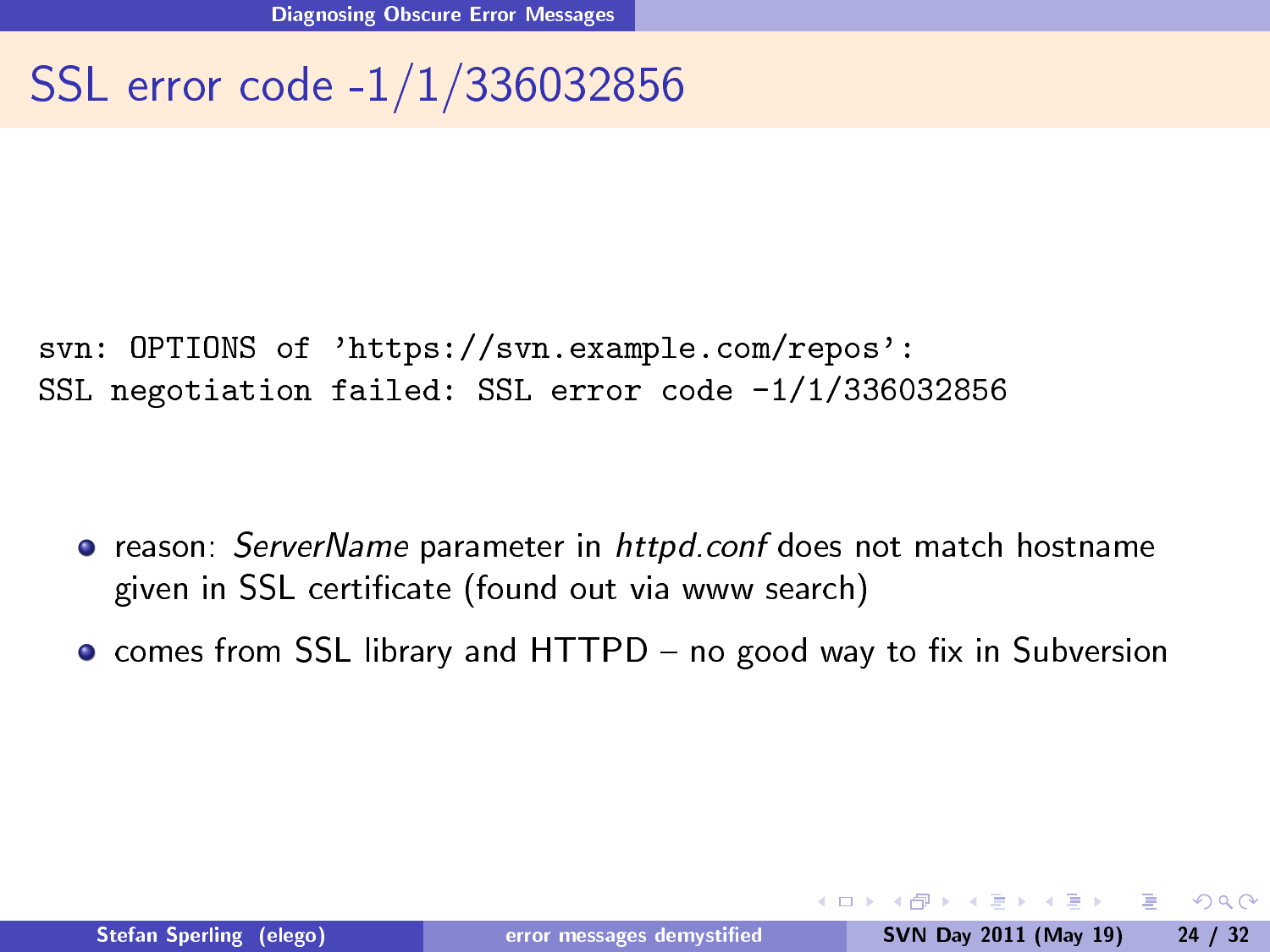# SSL error code -1/1/336032856

```
svn: OPTIONS of 'https://svn.example.com/repos':
SSL negotiation failed: SSL error code -1/1/336032856
```

- reason: *ServerName* parameter in *httpd.conf* does not match hostname given in SSL certificate (found out via www search)
- comes from SSL library and HTTPD – no good way to fix in Subversion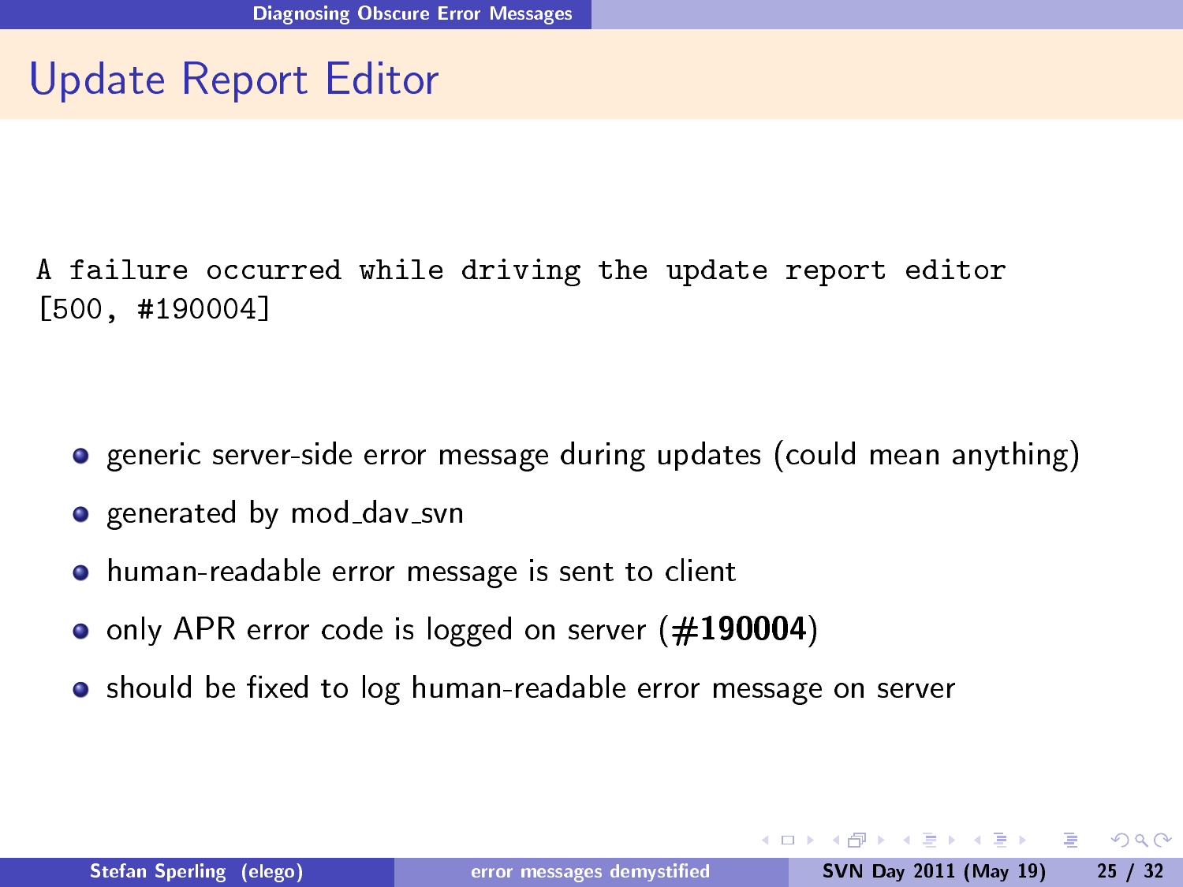# Update Report Editor

```
A failure occurred while driving the update report editor
[500, #190004]
```

- generic server-side error message during updates (could mean anything)
- generated by mod_dav_svn
- human-readable error message is sent to client
- only APR error code is logged on server (**#190004**)
- should be fixed to log human-readable error message on server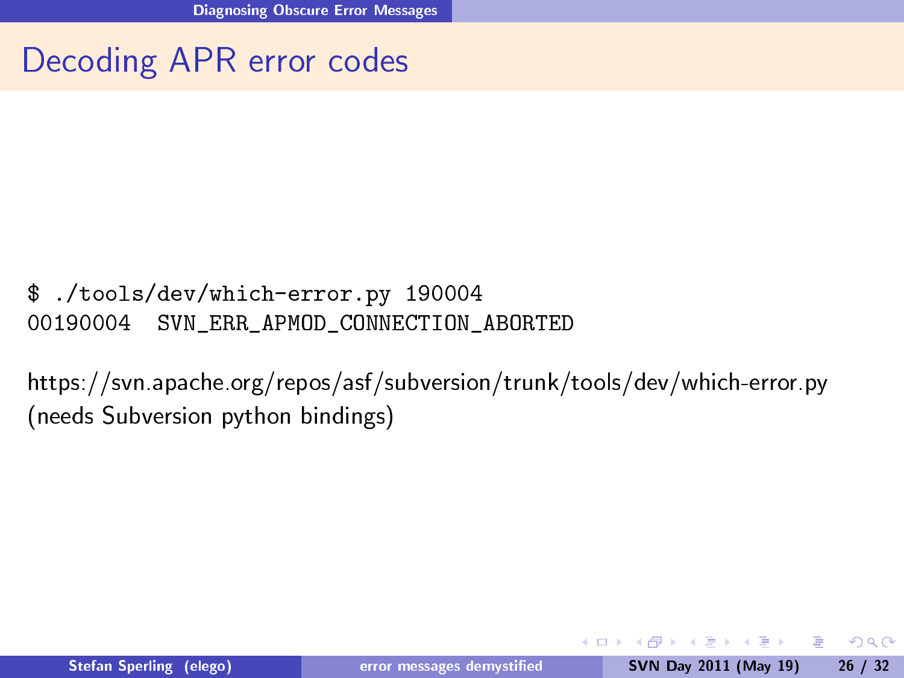# Decoding APR error codes

```
$ ./tools/dev/which-error.py 190004
00190004  SVN_ERR_APMOD_CONNECTION_ABORTED
```

https://svn.apache.org/repos/asf/subversion/trunk/tools/dev/which-error.py
(needs Subversion python bindings)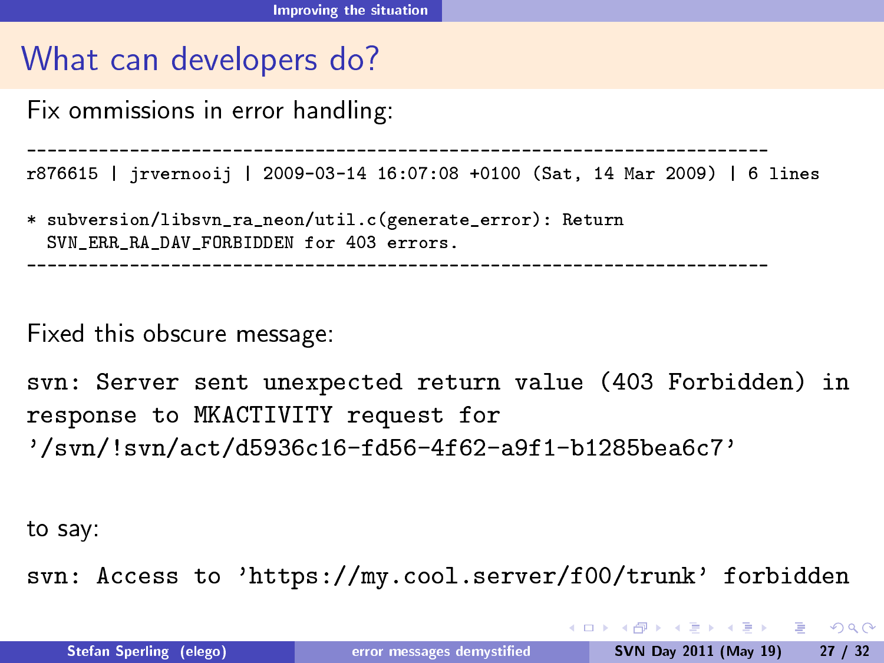# What can developers do?

Fix ommissions in error handling:

```
------------------------------------------------------------------------
r876615 | jrvernooij | 2009-03-14 16:07:08 +0100 (Sat, 14 Mar 2009) | 6 lines

* subversion/libsvn_ra_neon/util.c(generate_error): Return
  SVN_ERR_RA_DAV_FORBIDDEN for 403 errors.
------------------------------------------------------------------------
```

Fixed this obscure message:

```
svn: Server sent unexpected return value (403 Forbidden) in
response to MKACTIVITY request for
'/svn/!svn/act/d5936c16-fd56-4f62-a9f1-b1285bea6c7'
```

to say:

```
svn: Access to 'https://my.cool.server/f00/trunk' forbidden
```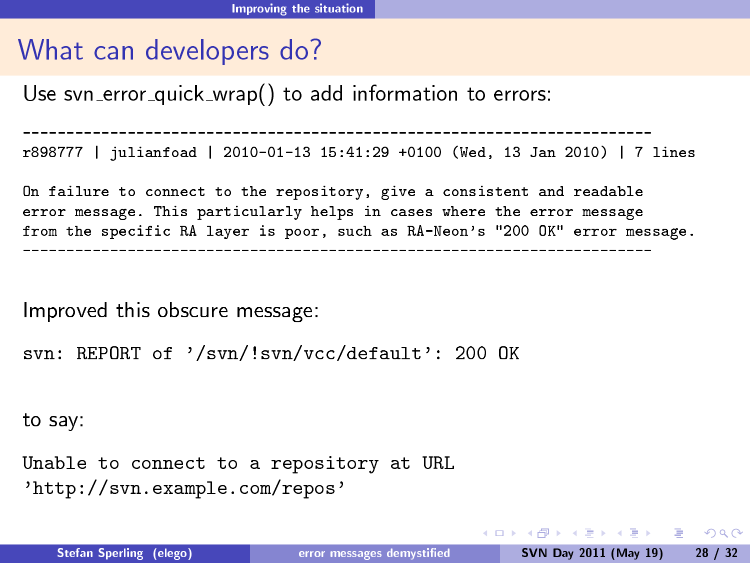# What can developers do?

Use svn_error_quick_wrap() to add information to errors:

```
------------------------------------------------------------------------
r898777 | julianfoad | 2010-01-13 15:41:29 +0100 (Wed, 13 Jan 2010) | 7 lines

On failure to connect to the repository, give a consistent and readable
error message. This particularly helps in cases where the error message
from the specific RA layer is poor, such as RA-Neon's "200 OK" error message.
------------------------------------------------------------------------
```

Improved this obscure message:

```
svn: REPORT of '/svn/!svn/vcc/default': 200 OK
```

to say:

```
Unable to connect to a repository at URL
'http://svn.example.com/repos'
```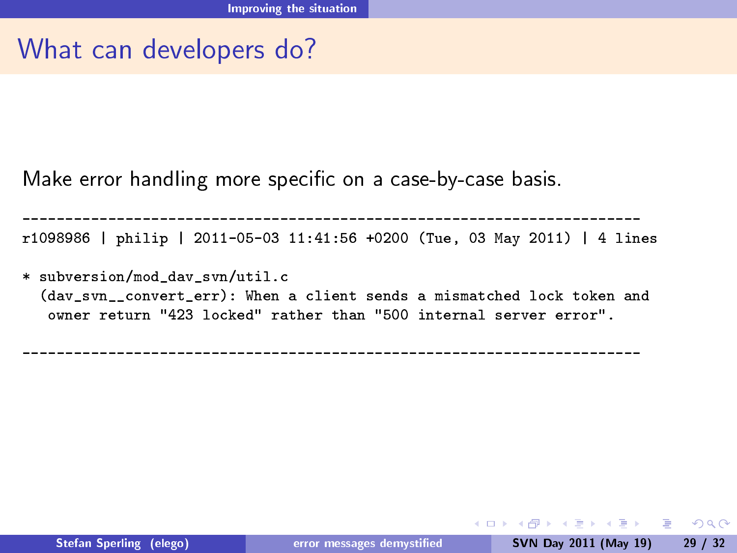# What can developers do?

Make error handling more specific on a case-by-case basis.

```
------------------------------------------------------------------------
r1098986 | philip | 2011-05-03 11:41:56 +0200 (Tue, 03 May 2011) | 4 lines

* subversion/mod_dav_svn/util.c
  (dav_svn__convert_err): When a client sends a mismatched lock token and
   owner return "423 locked" rather than "500 internal server error".

------------------------------------------------------------------------
```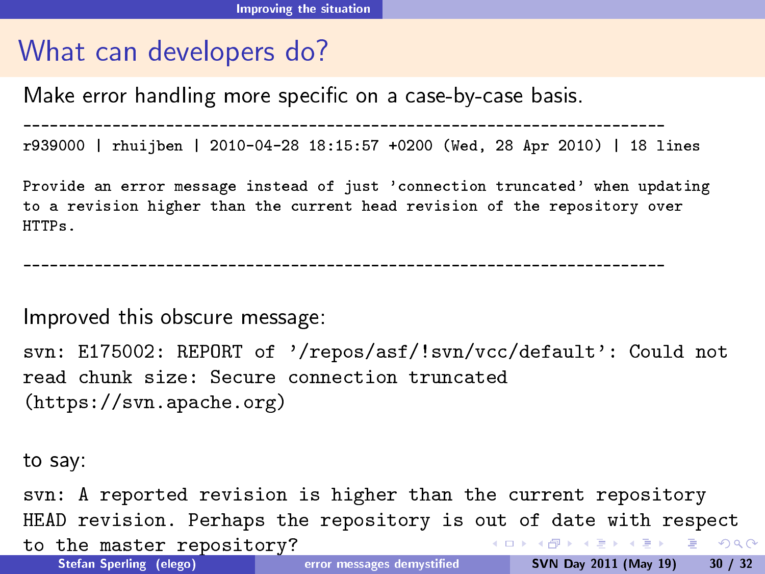# What can developers do?

Make error handling more specific on a case-by-case basis.

```
------------------------------------------------------------------------
r939000 | rhuijben | 2010-04-28 18:15:57 +0200 (Wed, 28 Apr 2010) | 18 lines

Provide an error message instead of just 'connection truncated' when updating
to a revision higher than the current head revision of the repository over
HTTPs.

------------------------------------------------------------------------
```

Improved this obscure message:

```
svn: E175002: REPORT of '/repos/asf/!svn/vcc/default': Could not
read chunk size: Secure connection truncated
(https://svn.apache.org)
```

to say:

```
svn: A reported revision is higher than the current repository
HEAD revision. Perhaps the repository is out of date with respect
to the master repository?
```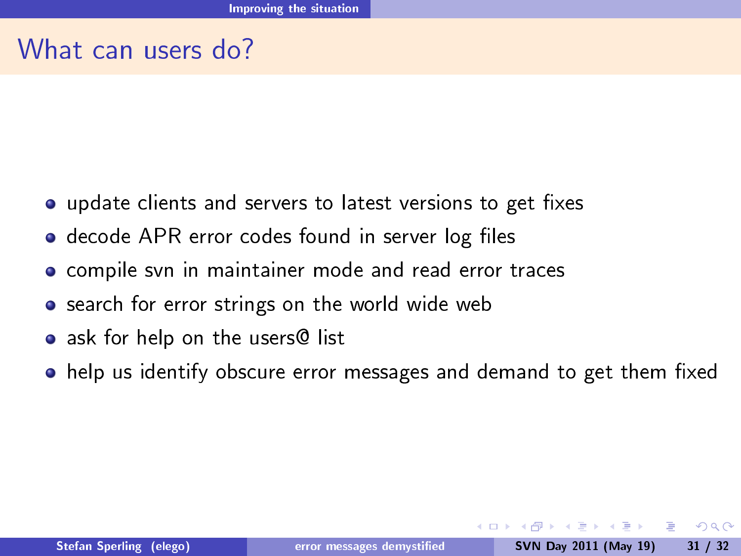# What can users do?

- update clients and servers to latest versions to get fixes
- decode APR error codes found in server log files
- compile svn in maintainer mode and read error traces
- search for error strings on the world wide web
- ask for help on the users@ list
- help us identify obscure error messages and demand to get them fixed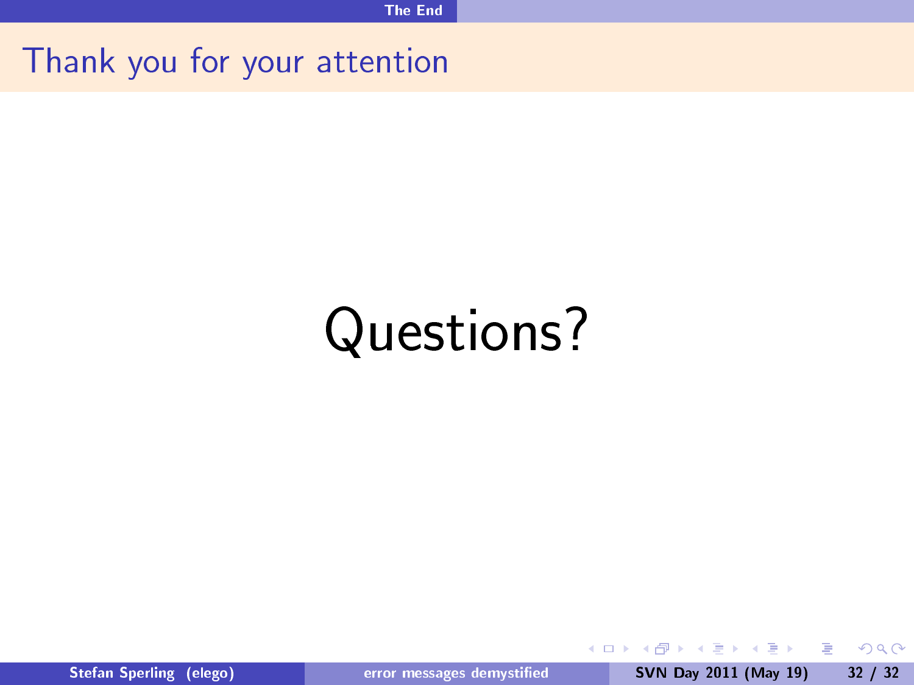# Thank you for your attention

Questions?